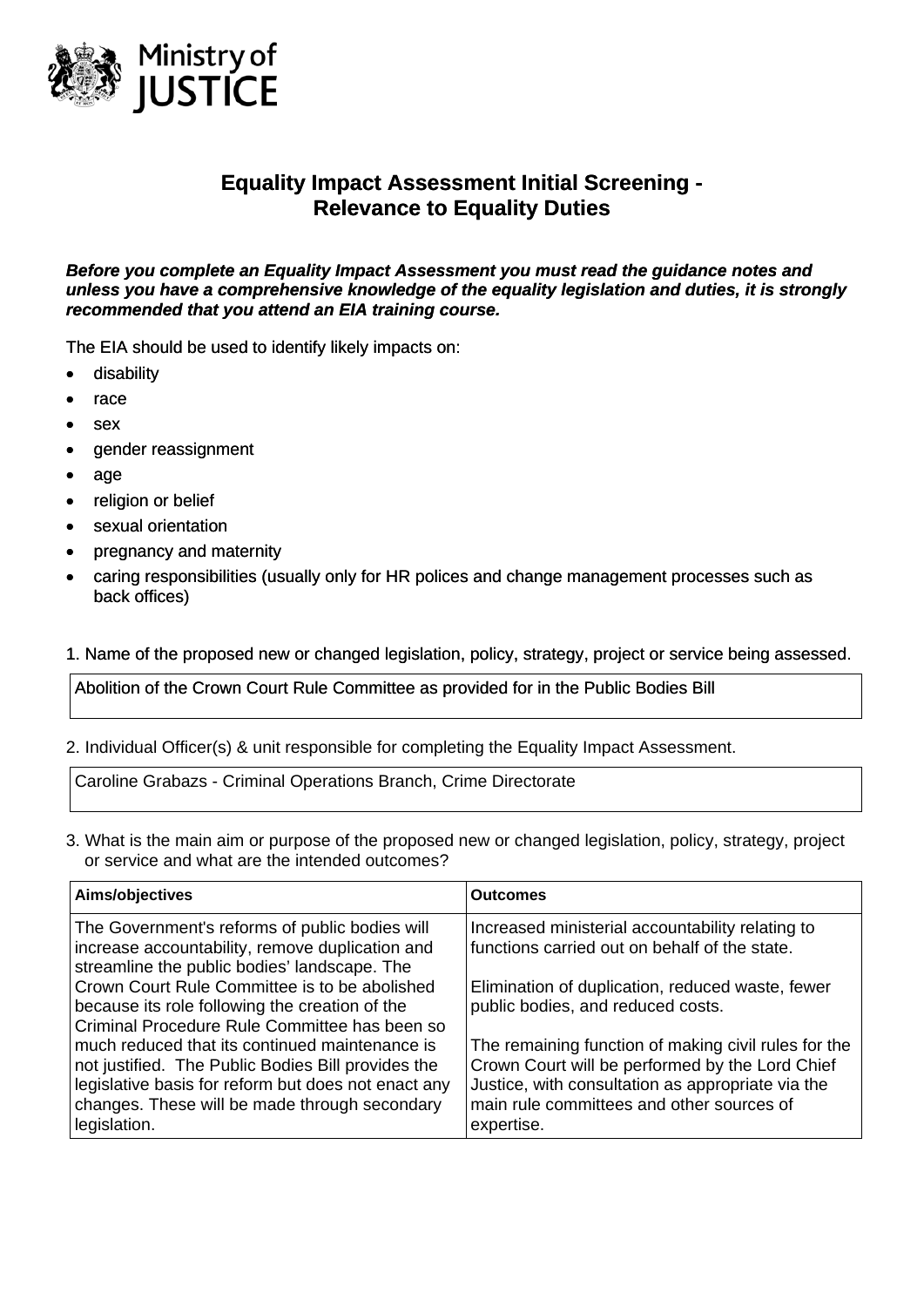Ministry of JUSTICE

# Equality Impact Assessment Initial Screening - Relevance to Equality Duties

***Before you complete an Equality Impact Assessment you must read the guidance notes and unless you have a comprehensive knowledge of the equality legislation and duties, it is strongly recommended that you attend an EIA training course.***

The EIA should be used to identify likely impacts on:

- disability
- race
- sex
- gender reassignment
- age
- religion or belief
- sexual orientation
- pregnancy and maternity
- caring responsibilities (usually only for HR polices and change management processes such as back offices)

1. Name of the proposed new or changed legislation, policy, strategy, project or service being assessed.

| Abolition of the Crown Court Rule Committee as provided for in the Public Bodies Bill |
|---|

2. Individual Officer(s) & unit responsible for completing the Equality Impact Assessment.

| Caroline Grabazs - Criminal Operations Branch, Crime Directorate |
|---|

3. What is the main aim or purpose of the proposed new or changed legislation, policy, strategy, project or service and what are the intended outcomes?

| Aims/objectives | Outcomes |
|---|---|
| The Government's reforms of public bodies will increase accountability, remove duplication and streamline the public bodies' landscape. The Crown Court Rule Committee is to be abolished because its role following the creation of the Criminal Procedure Rule Committee has been so much reduced that its continued maintenance is not justified. The Public Bodies Bill provides the legislative basis for reform but does not enact any changes. These will be made through secondary legislation. | Increased ministerial accountability relating to functions carried out on behalf of the state.<br><br>Elimination of duplication, reduced waste, fewer public bodies, and reduced costs.<br><br>The remaining function of making civil rules for the Crown Court will be performed by the Lord Chief Justice, with consultation as appropriate via the main rule committees and other sources of expertise. |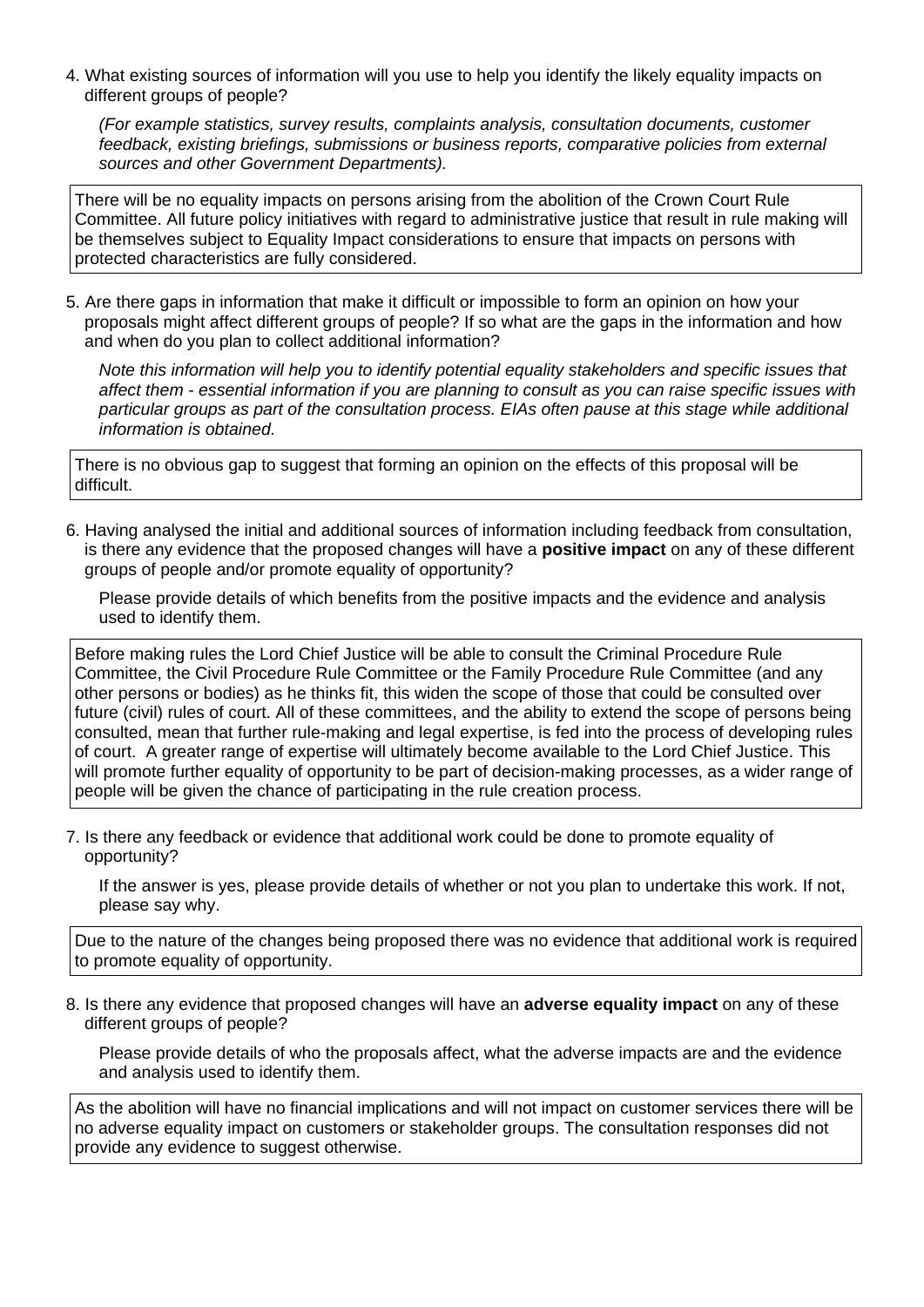4. What existing sources of information will you use to help you identify the likely equality impacts on different groups of people?

   *(For example statistics, survey results, complaints analysis, consultation documents, customer feedback, existing briefings, submissions or business reports, comparative policies from external sources and other Government Departments).*

There will be no equality impacts on persons arising from the abolition of the Crown Court Rule Committee. All future policy initiatives with regard to administrative justice that result in rule making will be themselves subject to Equality Impact considerations to ensure that impacts on persons with protected characteristics are fully considered.

5. Are there gaps in information that make it difficult or impossible to form an opinion on how your proposals might affect different groups of people? If so what are the gaps in the information and how and when do you plan to collect additional information?

   *Note this information will help you to identify potential equality stakeholders and specific issues that affect them - essential information if you are planning to consult as you can raise specific issues with particular groups as part of the consultation process. EIAs often pause at this stage while additional information is obtained.*

There is no obvious gap to suggest that forming an opinion on the effects of this proposal will be difficult.

6. Having analysed the initial and additional sources of information including feedback from consultation, is there any evidence that the proposed changes will have a **positive impact** on any of these different groups of people and/or promote equality of opportunity?

   Please provide details of which benefits from the positive impacts and the evidence and analysis used to identify them.

Before making rules the Lord Chief Justice will be able to consult the Criminal Procedure Rule Committee, the Civil Procedure Rule Committee or the Family Procedure Rule Committee (and any other persons or bodies) as he thinks fit, this widen the scope of those that could be consulted over future (civil) rules of court. All of these committees, and the ability to extend the scope of persons being consulted, mean that further rule-making and legal expertise, is fed into the process of developing rules of court. A greater range of expertise will ultimately become available to the Lord Chief Justice. This will promote further equality of opportunity to be part of decision-making processes, as a wider range of people will be given the chance of participating in the rule creation process.

7. Is there any feedback or evidence that additional work could be done to promote equality of opportunity?

   If the answer is yes, please provide details of whether or not you plan to undertake this work. If not, please say why.

Due to the nature of the changes being proposed there was no evidence that additional work is required to promote equality of opportunity.

8. Is there any evidence that proposed changes will have an **adverse equality impact** on any of these different groups of people?

   Please provide details of who the proposals affect, what the adverse impacts are and the evidence and analysis used to identify them.

As the abolition will have no financial implications and will not impact on customer services there will be no adverse equality impact on customers or stakeholder groups. The consultation responses did not provide any evidence to suggest otherwise.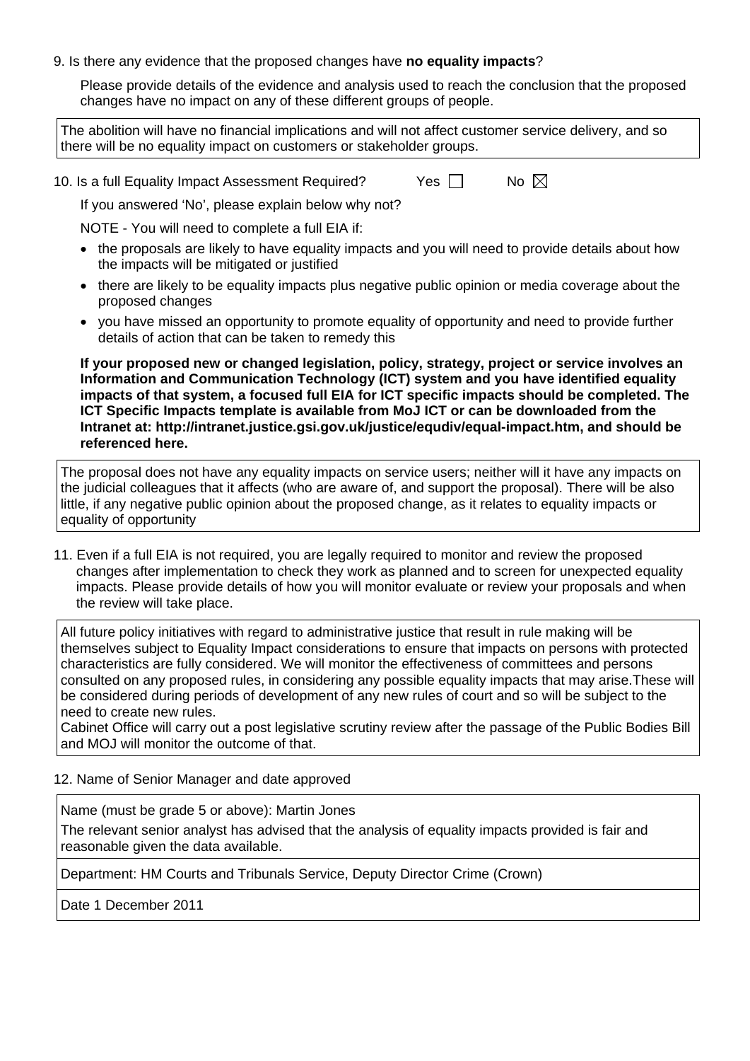9. Is there any evidence that the proposed changes have **no equality impacts**?

Please provide details of the evidence and analysis used to reach the conclusion that the proposed changes have no impact on any of these different groups of people.

> The abolition will have no financial implications and will not affect customer service delivery, and so there will be no equality impact on customers or stakeholder groups.

10. Is a full Equality Impact Assessment Required? Yes ☐ No ☒

If you answered 'No', please explain below why not?

NOTE - You will need to complete a full EIA if:

- the proposals are likely to have equality impacts and you will need to provide details about how the impacts will be mitigated or justified
- there are likely to be equality impacts plus negative public opinion or media coverage about the proposed changes
- you have missed an opportunity to promote equality of opportunity and need to provide further details of action that can be taken to remedy this

**If your proposed new or changed legislation, policy, strategy, project or service involves an Information and Communication Technology (ICT) system and you have identified equality impacts of that system, a focused full EIA for ICT specific impacts should be completed. The ICT Specific Impacts template is available from MoJ ICT or can be downloaded from the Intranet at: http://intranet.justice.gsi.gov.uk/justice/equdiv/equal-impact.htm, and should be referenced here.**

> The proposal does not have any equality impacts on service users; neither will it have any impacts on the judicial colleagues that it affects (who are aware of, and support the proposal). There will be also little, if any negative public opinion about the proposed change, as it relates to equality impacts or equality of opportunity

11. Even if a full EIA is not required, you are legally required to monitor and review the proposed changes after implementation to check they work as planned and to screen for unexpected equality impacts. Please provide details of how you will monitor evaluate or review your proposals and when the review will take place.

> All future policy initiatives with regard to administrative justice that result in rule making will be themselves subject to Equality Impact considerations to ensure that impacts on persons with protected characteristics are fully considered. We will monitor the effectiveness of committees and persons consulted on any proposed rules, in considering any possible equality impacts that may arise.These will be considered during periods of development of any new rules of court and so will be subject to the need to create new rules.
>
> Cabinet Office will carry out a post legislative scrutiny review after the passage of the Public Bodies Bill and MOJ will monitor the outcome of that.

12. Name of Senior Manager and date approved

> Name (must be grade 5 or above): Martin Jones
>
> The relevant senior analyst has advised that the analysis of equality impacts provided is fair and reasonable given the data available.

> Department: HM Courts and Tribunals Service, Deputy Director Crime (Crown)

> Date 1 December 2011